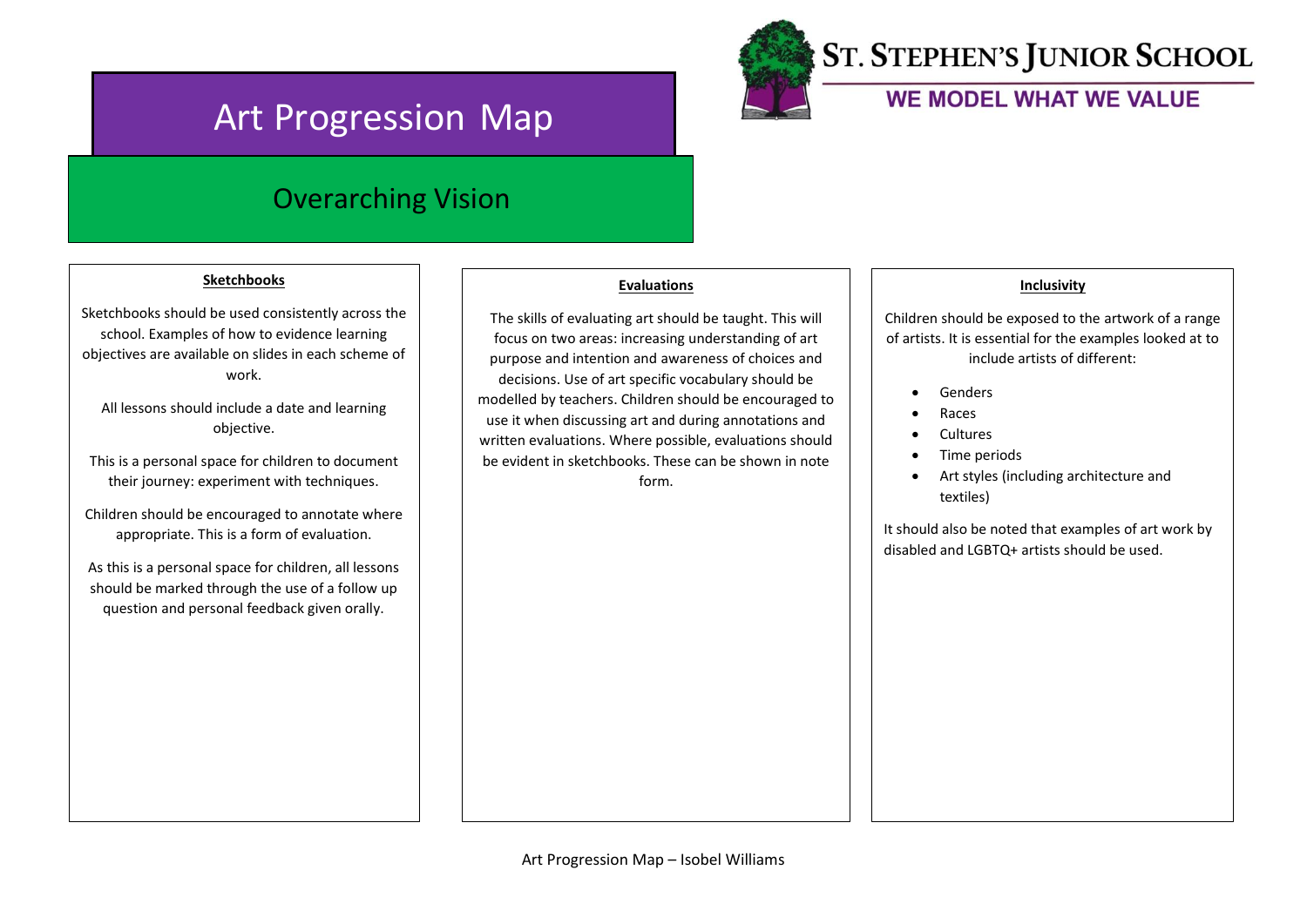# Art Progression Map

ST. STEPHEN'S JUNIOR SCHOOL

WE MODEL WHAT WE VALUE

## Overarching Vision

### Sketchbooks

Sketchbooks should be used consistently across the school. Examples of how to evidence learning objectives are available on slides in each scheme of work.

All lessons should include a date and learning objective.

This is a personal space for children to document their journey: experiment with techniques.

Children should be encouraged to annotate where appropriate. This is a form of evaluation.

As this is a personal space for children, all lessons should be marked through the use of a follow up question and personal feedback given orally.

### Evaluations

The skills of evaluating art should be taught. This will focus on two areas: increasing understanding of art purpose and intention and awareness of choices and decisions. Use of art specific vocabulary should be modelled by teachers. Children should be encouraged to use it when discussing art and during annotations and written evaluations. Where possible, evaluations should be evident in sketchbooks. These can be shown in note form.

### Inclusivity

Children should be exposed to the artwork of a range of artists. It is essential for the examples looked at to include artists of different:

- Genders
- Races
- Cultures
- Time periods
- Art styles (including architecture and textiles)

It should also be noted that examples of art work by disabled and LGBTQ+ artists should be used.

Art Progression Map – Isobel Williams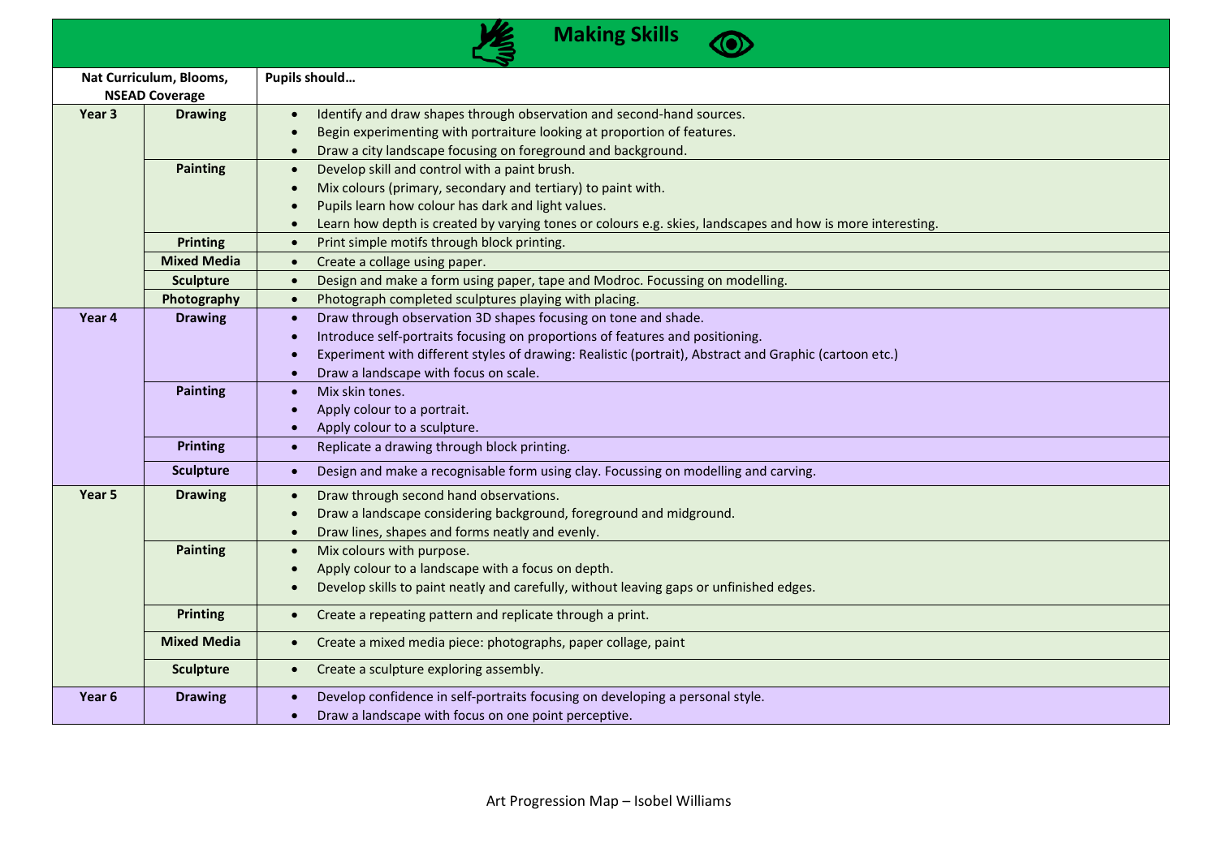# Making Skills

| Nat Curriculum, Blooms, NSEAD Coverage | | Pupils should… |
|---|---|---|
| Year 3 | Drawing | • Identify and draw shapes through observation and second-hand sources.<br>• Begin experimenting with portraiture looking at proportion of features.<br>• Draw a city landscape focusing on foreground and background. |
| | Painting | • Develop skill and control with a paint brush.<br>• Mix colours (primary, secondary and tertiary) to paint with.<br>• Pupils learn how colour has dark and light values.<br>• Learn how depth is created by varying tones or colours e.g. skies, landscapes and how is more interesting. |
| | Printing | • Print simple motifs through block printing. |
| | Mixed Media | • Create a collage using paper. |
| | Sculpture | • Design and make a form using paper, tape and Modroc. Focussing on modelling. |
| | Photography | • Photograph completed sculptures playing with placing. |
| Year 4 | Drawing | • Draw through observation 3D shapes focusing on tone and shade.<br>• Introduce self-portraits focusing on proportions of features and positioning.<br>• Experiment with different styles of drawing: Realistic (portrait), Abstract and Graphic (cartoon etc.)<br>• Draw a landscape with focus on scale. |
| | Painting | • Mix skin tones.<br>• Apply colour to a portrait.<br>• Apply colour to a sculpture. |
| | Printing | • Replicate a drawing through block printing. |
| | Sculpture | • Design and make a recognisable form using clay. Focussing on modelling and carving. |
| Year 5 | Drawing | • Draw through second hand observations.<br>• Draw a landscape considering background, foreground and midground.<br>• Draw lines, shapes and forms neatly and evenly. |
| | Painting | • Mix colours with purpose.<br>• Apply colour to a landscape with a focus on depth.<br>• Develop skills to paint neatly and carefully, without leaving gaps or unfinished edges. |
| | Printing | • Create a repeating pattern and replicate through a print. |
| | Mixed Media | • Create a mixed media piece: photographs, paper collage, paint |
| | Sculpture | • Create a sculpture exploring assembly. |
| Year 6 | Drawing | • Develop confidence in self-portraits focusing on developing a personal style.<br>• Draw a landscape with focus on one point perceptive. |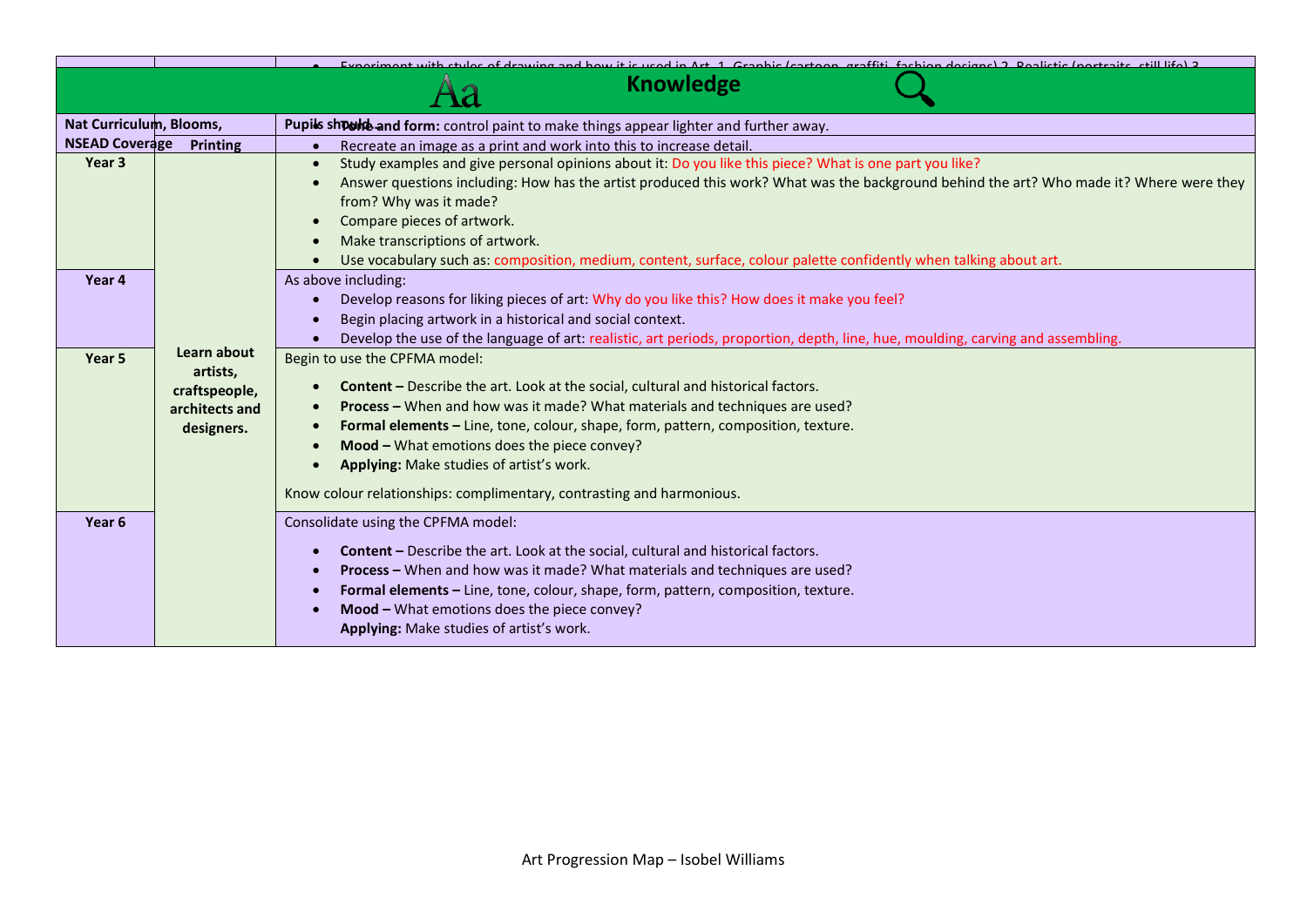| | | • Experiment with styles of drawing and how it is used in Art. 1. Graphic (cartoon, graffiti, fashion designs) 2. Realistic (portraits, still life) 3. |
|---|---|---|
| **Knowledge** | | |
| **Nat Curriculum, Blooms,** | | **Pupils should...** **Tone and form:** control paint to make things appear lighter and further away. |
| **NSEAD Coverage** | **Printing** | • Recreate an image as a print and work into this to increase detail. |
| **Year 3** | **Learn about artists, craftspeople, architects and designers.** | • Study examples and give personal opinions about it: Do you like this piece? What is one part you like?<br>• Answer questions including: How has the artist produced this work? What was the background behind the art? Who made it? Where were they from? Why was it made?<br>• Compare pieces of artwork.<br>• Make transcriptions of artwork.<br>• Use vocabulary such as: composition, medium, content, surface, colour palette confidently when talking about art. |
| **Year 4** | | As above including:<br>• Develop reasons for liking pieces of art: Why do you like this? How does it make you feel?<br>• Begin placing artwork in a historical and social context.<br>• Develop the use of the language of art: realistic, art periods, proportion, depth, line, hue, moulding, carving and assembling. |
| **Year 5** | | Begin to use the CPFMA model:<br>• **Content –** Describe the art. Look at the social, cultural and historical factors.<br>• **Process –** When and how was it made? What materials and techniques are used?<br>• **Formal elements –** Line, tone, colour, shape, form, pattern, composition, texture.<br>• **Mood –** What emotions does the piece convey?<br>• **Applying:** Make studies of artist's work.<br><br>Know colour relationships: complimentary, contrasting and harmonious. |
| **Year 6** | | Consolidate using the CPFMA model:<br>• **Content –** Describe the art. Look at the social, cultural and historical factors.<br>• **Process –** When and how was it made? What materials and techniques are used?<br>• **Formal elements –** Line, tone, colour, shape, form, pattern, composition, texture.<br>• **Mood –** What emotions does the piece convey?<br>**Applying:** Make studies of artist's work. |

Art Progression Map – Isobel Williams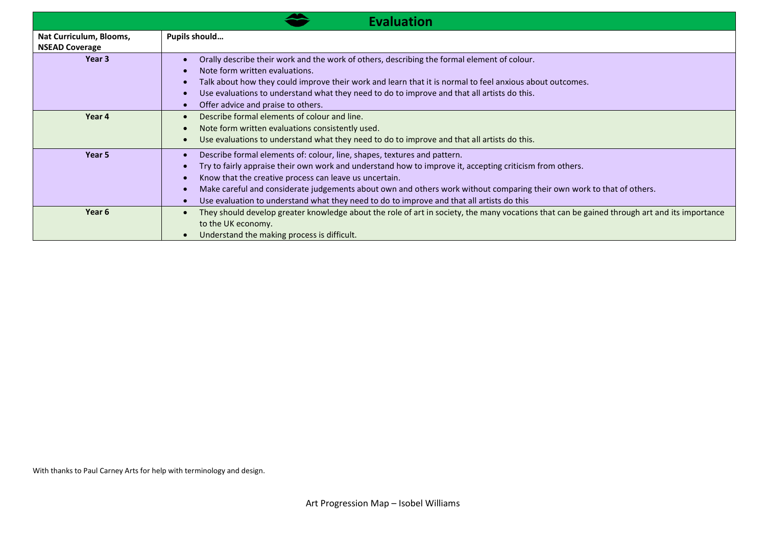## Evaluation

| Nat Curriculum, Blooms, NSEAD Coverage | Pupils should… |
|---|---|
| **Year 3** | • Orally describe their work and the work of others, describing the formal element of colour.<br>• Note form written evaluations.<br>• Talk about how they could improve their work and learn that it is normal to feel anxious about outcomes.<br>• Use evaluations to understand what they need to do to improve and that all artists do this.<br>• Offer advice and praise to others. |
| **Year 4** | • Describe formal elements of colour and line.<br>• Note form written evaluations consistently used.<br>• Use evaluations to understand what they need to do to improve and that all artists do this. |
| **Year 5** | • Describe formal elements of: colour, line, shapes, textures and pattern.<br>• Try to fairly appraise their own work and understand how to improve it, accepting criticism from others.<br>• Know that the creative process can leave us uncertain.<br>• Make careful and considerate judgements about own and others work without comparing their own work to that of others.<br>• Use evaluation to understand what they need to do to improve and that all artists do this |
| **Year 6** | • They should develop greater knowledge about the role of art in society, the many vocations that can be gained through art and its importance to the UK economy.<br>• Understand the making process is difficult. |

With thanks to Paul Carney Arts for help with terminology and design.

Art Progression Map – Isobel Williams